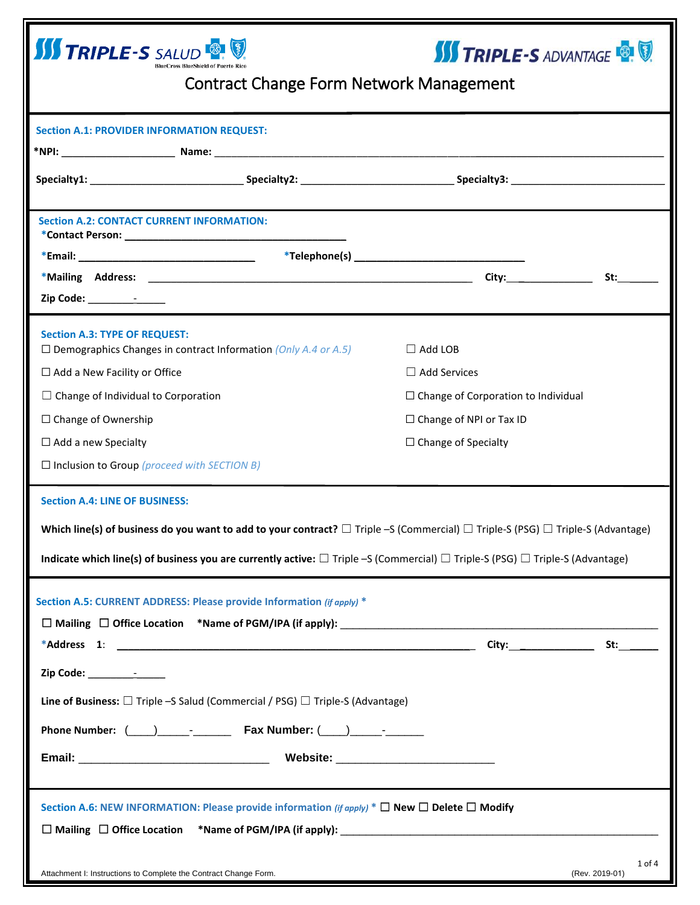# Contract Change Form Network Management

## Section A.1: PROVIDER INFORMATION REQUEST:

**\*NPI:** ____________________ **Name:** ________________________________________________

**Specialty1:** ___________________________ **Specialty2:** ___________________________ **Specialty3:** ___________________________

## Section A.2: CONTACT CURRENT INFORMATION:

**\*Contact Person:** ________________________________________

**\*Email:** _______________________________ **\*Telephone(s)** ______________________________

**\*Mailing Address:** ___________________________________________________________ **City:** _______________ **St:** ______

**Zip Code:** ________-______

## Section A.3: TYPE OF REQUEST:

☐ Demographics Changes in contract Information *(Only A.4 or A.5)*

☐ Add LOB

☐ Add a New Facility or Office

☐ Add Services

☐ Change of Individual to Corporation

☐ Change of Corporation to Individual

☐ Change of Ownership

☐ Change of NPI or Tax ID

☐ Add a new Specialty

☐ Change of Specialty

☐ Inclusion to Group *(proceed with SECTION B)*

## Section A.4: LINE OF BUSINESS:

**Which line(s) of business do you want to add to your contract?** ☐ Triple –S (Commercial) ☐ Triple-S (PSG) ☐ Triple-S (Advantage)

**Indicate which line(s) of business you are currently active:** ☐ Triple –S (Commercial) ☐ Triple-S (PSG) ☐ Triple-S (Advantage)

## Section A.5: CURRENT ADDRESS: Please provide Information *(if apply)* \*

☐ **Mailing** ☐ **Office Location** **\*Name of PGM/IPA (if apply):** ____________________________________________

**\*Address 1:** _____________________________________________________________ **City:** _______________ **St:** ______

**Zip Code:** ________-______

**Line of Business:** ☐ Triple –S Salud (Commercial / PSG) ☐ Triple-S (Advantage)

**Phone Number:** (____)_____-______ **Fax Number:** (____)_____-______

**Email:** _______________________________ **Website:** __________________________

## Section A.6: NEW INFORMATION: Please provide information *(if apply)* \* ☐ New ☐ Delete ☐ Modify

☐ **Mailing** ☐ **Office Location** **\*Name of PGM/IPA (if apply):** ____________________________________________

Attachment I: Instructions to Complete the Contract Change Form.

(Rev. 2019-01)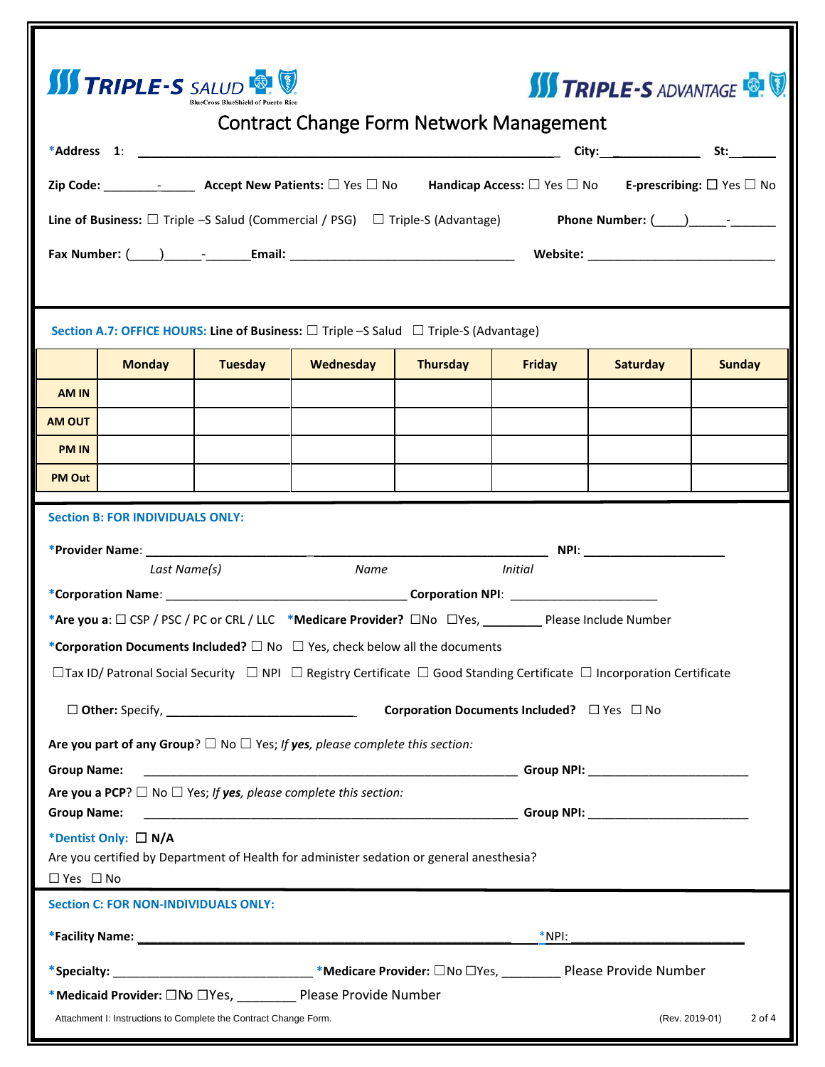TRIPLE-S SALUD
BlueCross BlueShield of Puerto Rico

TRIPLE-S ADVANTAGE

# Contract Change Form Network Management

*Address 1: ___________________________________________ City:_______________ St:______

Zip Code: ________-______ **Accept New Patients:** ☐ Yes ☐ No **Handicap Access:** ☐ Yes ☐ No **E-prescribing:** ☐ Yes ☐ No

**Line of Business:** ☐ Triple –S Salud (Commercial / PSG) ☐ Triple-S (Advantage) **Phone Number:** (____)_____-_______

**Fax Number:** (____)_____-______**Email:** _________________________________ **Website:** ____________________________

**Section A.7: OFFICE HOURS: Line of Business:** ☐ Triple –S Salud ☐ Triple-S (Advantage)

| | Monday | Tuesday | Wednesday | Thursday | Friday | Saturday | Sunday |
|---|---|---|---|---|---|---|---|
| AM IN | | | | | | | |
| AM OUT | | | | | | | |
| PM IN | | | | | | | |
| PM Out | | | | | | | |

## Section B: FOR INDIVIDUALS ONLY:

**\*Provider Name**: _______________________________________________________ **NPI**: _____________________

*Last Name(s)* *Name* *Initial*

**\*Corporation Name**: ____________________________________ **Corporation NPI**: ______________________

**\*Are you a**: ☐ CSP / PSC / PC or CRL / LLC **\*Medicare Provider?** ☐No ☐Yes, _________ Please Include Number

**\*Corporation Documents Included?** ☐ No ☐ Yes, check below all the documents

☐Tax ID/ Patronal Social Security ☐ NPI ☐ Registry Certificate ☐ Good Standing Certificate ☐ Incorporation Certificate

☐ **Other:** Specify, ____________________________ **Corporation Documents Included?** ☐ Yes ☐ No

**Are you part of any Group**? ☐ No ☐ Yes; *If **yes**, please complete this section:*

**Group Name:** ________________________________________________________ **Group NPI:** ________________________

**Are you a PCP**? ☐ No ☐ Yes; *If **yes**, please complete this section:*

**Group Name:** ________________________________________________________ **Group NPI:** ________________________

**\*Dentist Only:** ☐ **N/A**

Are you certified by Department of Health for administer sedation or general anesthesia?

☐ Yes ☐ No

## Section C: FOR NON-INDIVIDUALS ONLY:

**\*Facility Name:** ________________________________________________________ *NPI: ___________________________

**\*Specialty:** ______________________________ **\*Medicare Provider:** ☐No ☐Yes, ________ Please Provide Number

**\*Medicaid Provider:** ☐No ☐Yes, ________ Please Provide Number

Attachment I: Instructions to Complete the Contract Change Form. (Rev. 2019-01)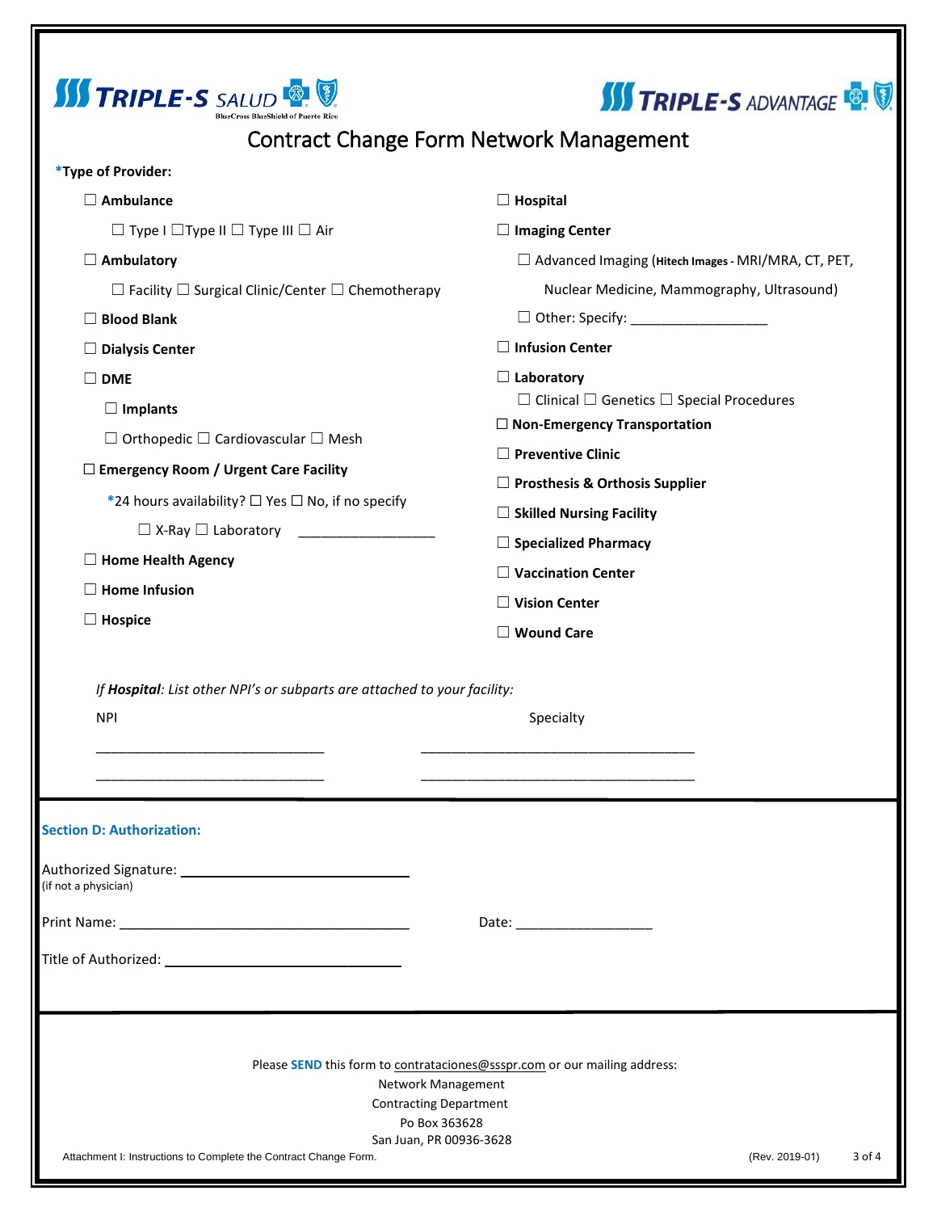# Contract Change Form Network Management

***Type of Provider:**

☐ **Ambulance**

☐ Type I ☐Type II ☐ Type III ☐ Air

☐ **Ambulatory**

☐ Facility ☐ Surgical Clinic/Center ☐ Chemotherapy

☐ **Blood Blank**

☐ **Dialysis Center**

☐ **DME**

☐ **Implants**

☐ Orthopedic ☐ Cardiovascular ☐ Mesh

☐ **Emergency Room / Urgent Care Facility**

*24 hours availability? ☐ Yes ☐ No, if no specify

☐ X-Ray ☐ Laboratory ___________________

☐ **Home Health Agency**

☐ **Home Infusion**

☐ **Hospice**

☐ **Hospital**

☐ **Imaging Center**

☐ Advanced Imaging (**Hitech Images** - MRI/MRA, CT, PET, Nuclear Medicine, Mammography, Ultrasound)

☐ Other: Specify: ___________________

☐ **Infusion Center**

☐ **Laboratory**

☐ Clinical ☐ Genetics ☐ Special Procedures

☐ **Non-Emergency Transportation**

☐ **Preventive Clinic**

☐ **Prosthesis & Orthosis Supplier**

☐ **Skilled Nursing Facility**

☐ **Specialized Pharmacy**

☐ **Vaccination Center**

☐ **Vision Center**

☐ **Wound Care**

*If **Hospital**: List other NPI's or subparts are attached to your facility:*

| NPI | Specialty |
|---|---|
| ______________________________ | ____________________________________ |
| ______________________________ | ____________________________________ |

## Section D: Authorization:

Authorized Signature: ______________________________
(if not a physician)

Print Name: ________________________________________ Date: __________________

Title of Authorized: ______________________________

Please **SEND** this form to contrataciones@ssspr.com or our mailing address:
Network Management
Contracting Department
Po Box 363628
San Juan, PR 00936-3628

Attachment I: Instructions to Complete the Contract Change Form. (Rev. 2019-01)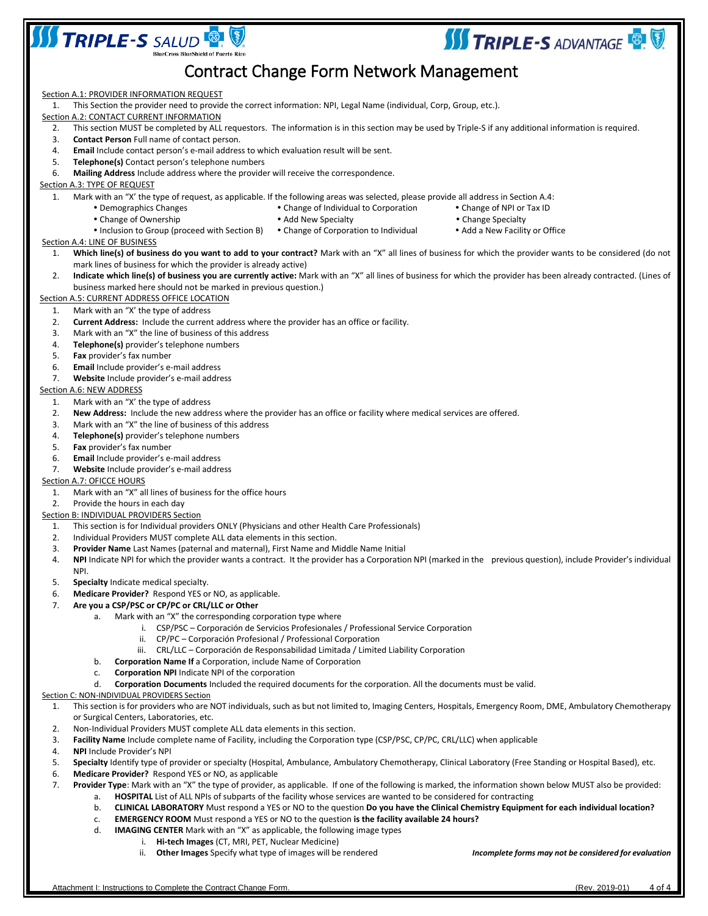# Contract Change Form Network Management

Section A.1: PROVIDER INFORMATION REQUEST

1. This Section the provider need to provide the correct information: NPI, Legal Name (individual, Corp, Group, etc.).

Section A.2: CONTACT CURRENT INFORMATION

2. This section MUST be completed by ALL requestors. The information is in this section may be used by Triple-S if any additional information is required.
3. **Contact Person** Full name of contact person.
4. **Email** Include contact person's e-mail address to which evaluation result will be sent.
5. **Telephone(s)** Contact person's telephone numbers
6. **Mailing Address** Include address where the provider will receive the correspondence.

Section A.3: TYPE OF REQUEST

1. Mark with an "X" the type of request, as applicable. If the following areas was selected, please provide all address in Section A.4:
   - Demographics Changes
   - Change of Individual to Corporation
   - Change of NPI or Tax ID
   - Change of Ownership
   - Add New Specialty
   - Change Specialty
   - Inclusion to Group (proceed with Section B)
   - Change of Corporation to Individual
   - Add a New Facility or Office

Section A.4: LINE OF BUSINESS

1. **Which line(s) of business do you want to add to your contract?** Mark with an "X" all lines of business for which the provider wants to be considered (do not mark lines of business for which the provider is already active)
2. **Indicate which line(s) of business you are currently active:** Mark with an "X" all lines of business for which the provider has been already contracted. (Lines of business marked here should not be marked in previous question.)

Section A.5: CURRENT ADDRESS OFFICE LOCATION

1. Mark with an "X' the type of address
2. **Current Address:** Include the current address where the provider has an office or facility.
3. Mark with an "X" the line of business of this address
4. **Telephone(s)** provider's telephone numbers
5. **Fax** provider's fax number
6. **Email** Include provider's e-mail address
7. **Website** Include provider's e-mail address

Section A.6: NEW ADDRESS

1. Mark with an "X' the type of address
2. **New Address:** Include the new address where the provider has an office or facility where medical services are offered.
3. Mark with an "X" the line of business of this address
4. **Telephone(s)** provider's telephone numbers
5. **Fax** provider's fax number
6. **Email** Include provider's e-mail address
7. **Website** Include provider's e-mail address

Section A.7: OFICCE HOURS

1. Mark with an "X" all lines of business for the office hours
2. Provide the hours in each day

Section B: INDIVIDUAL PROVIDERS Section

1. This section is for Individual providers ONLY (Physicians and other Health Care Professionals)
2. Individual Providers MUST complete ALL data elements in this section.
3. **Provider Name** Last Names (paternal and maternal), First Name and Middle Name Initial
4. **NPI** Indicate NPI for which the provider wants a contract. It the provider has a Corporation NPI (marked in the previous question), include Provider's individual NPI.
5. **Specialty** Indicate medical specialty.
6. **Medicare Provider?** Respond YES or NO, as applicable.
7. **Are you a CSP/PSC or CP/PC or CRL/LLC or Other**
   a. Mark with an "X" the corresponding corporation type where
      i. CSP/PSC – Corporación de Servicios Profesionales / Professional Service Corporation
      ii. CP/PC – Corporación Profesional / Professional Corporation
      iii. CRL/LLC – Corporación de Responsabilidad Limitada / Limited Liability Corporation
   b. **Corporation Name If** a Corporation, include Name of Corporation
   c. **Corporation NPI** Indicate NPI of the corporation
   d. **Corporation Documents** Included the required documents for the corporation. All the documents must be valid.

Section C: NON-INDIVIDUAL PROVIDERS Section

1. This section is for providers who are NOT individuals, such as but not limited to, Imaging Centers, Hospitals, Emergency Room, DME, Ambulatory Chemotherapy or Surgical Centers, Laboratories, etc.
2. Non-Individual Providers MUST complete ALL data elements in this section.
3. **Facility Name** Include complete name of Facility, including the Corporation type (CSP/PSC, CP/PC, CRL/LLC) when applicable
4. **NPI** Include Provider's NPI
5. **Specialty** Identify type of provider or specialty (Hospital, Ambulance, Ambulatory Chemotherapy, Clinical Laboratory (Free Standing or Hospital Based), etc.
6. **Medicare Provider?** Respond YES or NO, as applicable
7. **Provider Type**: Mark with an "X" the type of provider, as applicable. If one of the following is marked, the information shown below MUST also be provided:
   a. **HOSPITAL** List of ALL NPIs of subparts of the facility whose services are wanted to be considered for contracting
   b. **CLINICAL LABORATORY** Must respond a YES or NO to the question **Do you have the Clinical Chemistry Equipment for each individual location?**
   c. **EMERGENCY ROOM** Must respond a YES or NO to the question **is the facility available 24 hours?**
   d. **IMAGING CENTER** Mark with an "X" as applicable, the following image types
      i. **Hi-tech Images** (CT, MRI, PET, Nuclear Medicine)
      ii. **Other Images** Specify what type of images will be rendered

***Incomplete forms may not be considered for evaluation***

Attachment I: Instructions to Complete the Contract Change Form. (Rev. 2019-01)